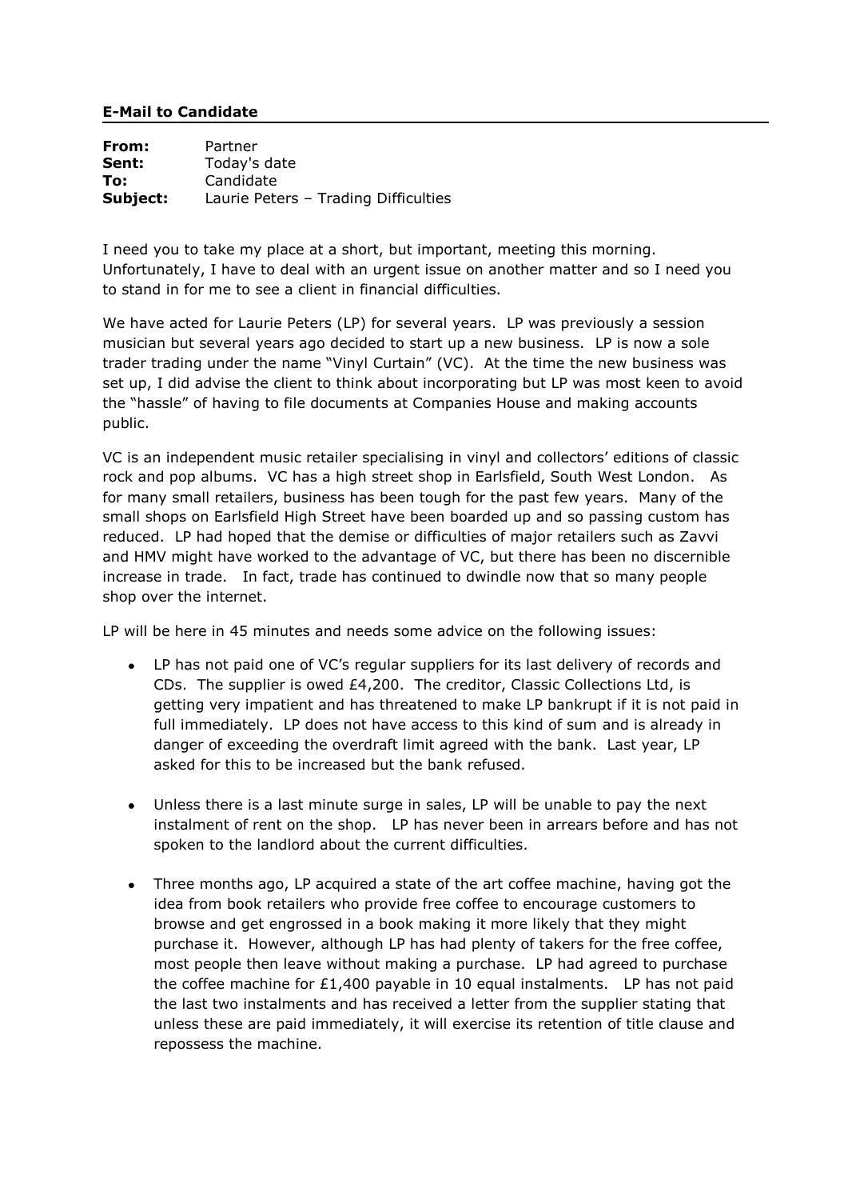**E-Mail to Candidate**

**From:** Partner
**Sent:** Today's date
**To:** Candidate
**Subject:** Laurie Peters – Trading Difficulties

I need you to take my place at a short, but important, meeting this morning. Unfortunately, I have to deal with an urgent issue on another matter and so I need you to stand in for me to see a client in financial difficulties.

We have acted for Laurie Peters (LP) for several years. LP was previously a session musician but several years ago decided to start up a new business. LP is now a sole trader trading under the name "Vinyl Curtain" (VC). At the time the new business was set up, I did advise the client to think about incorporating but LP was most keen to avoid the "hassle" of having to file documents at Companies House and making accounts public.

VC is an independent music retailer specialising in vinyl and collectors' editions of classic rock and pop albums. VC has a high street shop in Earlsfield, South West London. As for many small retailers, business has been tough for the past few years. Many of the small shops on Earlsfield High Street have been boarded up and so passing custom has reduced. LP had hoped that the demise or difficulties of major retailers such as Zavvi and HMV might have worked to the advantage of VC, but there has been no discernible increase in trade. In fact, trade has continued to dwindle now that so many people shop over the internet.

LP will be here in 45 minutes and needs some advice on the following issues:

- LP has not paid one of VC's regular suppliers for its last delivery of records and CDs. The supplier is owed £4,200. The creditor, Classic Collections Ltd, is getting very impatient and has threatened to make LP bankrupt if it is not paid in full immediately. LP does not have access to this kind of sum and is already in danger of exceeding the overdraft limit agreed with the bank. Last year, LP asked for this to be increased but the bank refused.

- Unless there is a last minute surge in sales, LP will be unable to pay the next instalment of rent on the shop. LP has never been in arrears before and has not spoken to the landlord about the current difficulties.

- Three months ago, LP acquired a state of the art coffee machine, having got the idea from book retailers who provide free coffee to encourage customers to browse and get engrossed in a book making it more likely that they might purchase it. However, although LP has had plenty of takers for the free coffee, most people then leave without making a purchase. LP had agreed to purchase the coffee machine for £1,400 payable in 10 equal instalments. LP has not paid the last two instalments and has received a letter from the supplier stating that unless these are paid immediately, it will exercise its retention of title clause and repossess the machine.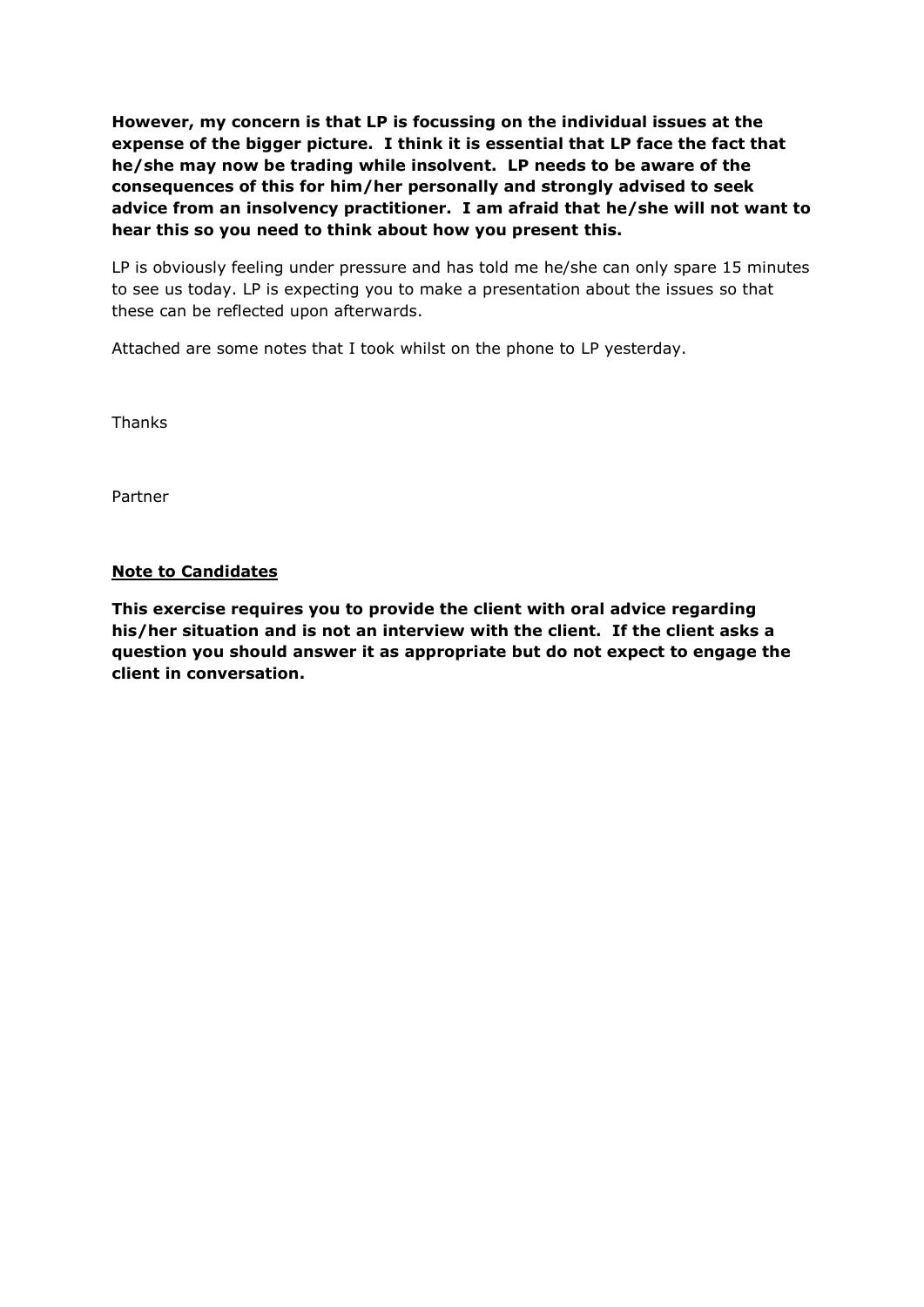**However, my concern is that LP is focussing on the individual issues at the expense of the bigger picture. I think it is essential that LP face the fact that he/she may now be trading while insolvent. LP needs to be aware of the consequences of this for him/her personally and strongly advised to seek advice from an insolvency practitioner. I am afraid that he/she will not want to hear this so you need to think about how you present this.**

LP is obviously feeling under pressure and has told me he/she can only spare 15 minutes to see us today. LP is expecting you to make a presentation about the issues so that these can be reflected upon afterwards.

Attached are some notes that I took whilst on the phone to LP yesterday.

Thanks

Partner

<u>**Note to Candidates**</u>

**This exercise requires you to provide the client with oral advice regarding his/her situation and is not an interview with the client. If the client asks a question you should answer it as appropriate but do not expect to engage the client in conversation.**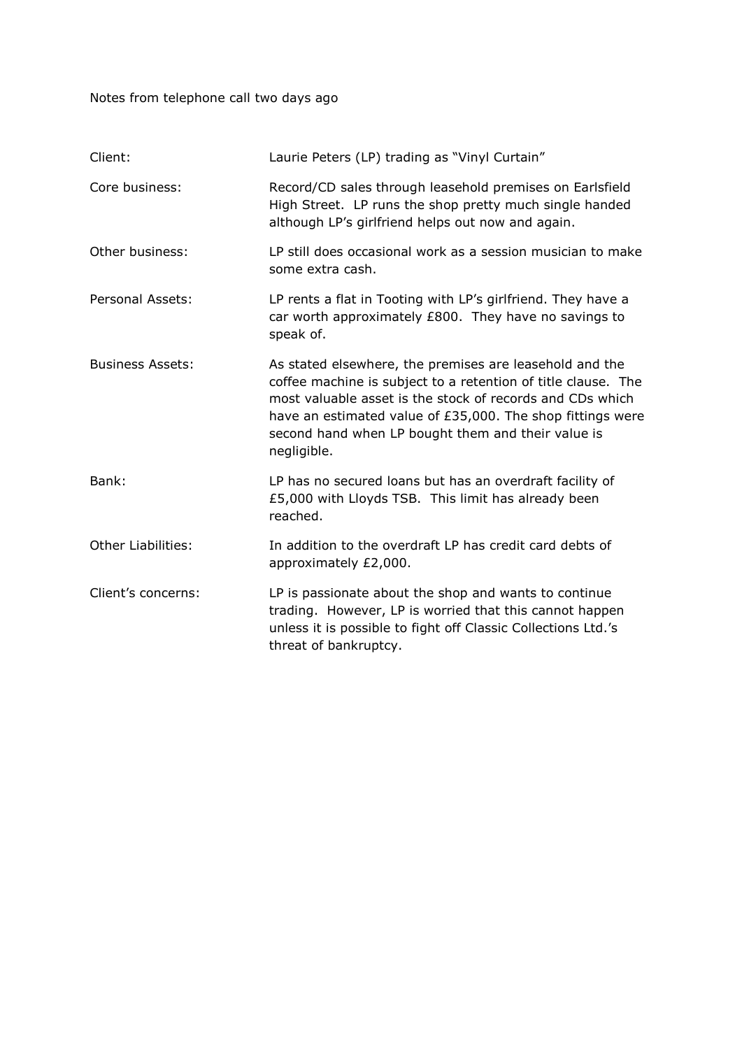Notes from telephone call two days ago

| | |
|---|---|
| Client: | Laurie Peters (LP) trading as "Vinyl Curtain" |
| Core business: | Record/CD sales through leasehold premises on Earlsfield High Street. LP runs the shop pretty much single handed although LP's girlfriend helps out now and again. |
| Other business: | LP still does occasional work as a session musician to make some extra cash. |
| Personal Assets: | LP rents a flat in Tooting with LP's girlfriend. They have a car worth approximately £800. They have no savings to speak of. |
| Business Assets: | As stated elsewhere, the premises are leasehold and the coffee machine is subject to a retention of title clause. The most valuable asset is the stock of records and CDs which have an estimated value of £35,000. The shop fittings were second hand when LP bought them and their value is negligible. |
| Bank: | LP has no secured loans but has an overdraft facility of £5,000 with Lloyds TSB. This limit has already been reached. |
| Other Liabilities: | In addition to the overdraft LP has credit card debts of approximately £2,000. |
| Client's concerns: | LP is passionate about the shop and wants to continue trading. However, LP is worried that this cannot happen unless it is possible to fight off Classic Collections Ltd.'s threat of bankruptcy. |